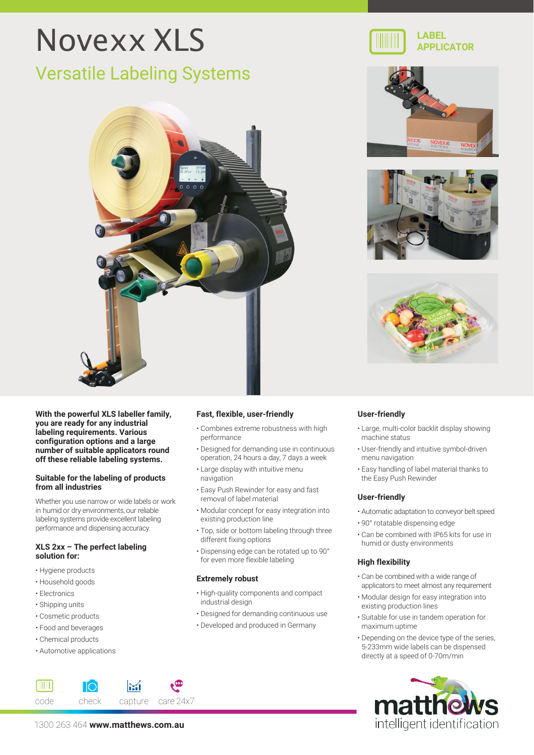# Novexx XLS

## Versatile Labeling Systems

LABEL APPLICATOR

**With the powerful XLS labeller family, you are ready for any industrial labeling requirements. Various configuration options and a large number of suitable applicators round off these reliable labeling systems.**

### Suitable for the labeling of products from all industries

Whether you use narrow or wide labels or work in humid or dry environments, our reliable labeling systems provide excellent labeling performance and dispensing accuracy.

### XLS 2xx – The perfect labeling solution for:

- Hygiene products
- Household goods
- Electronics
- Shipping units
- Cosmetic products
- Food and beverages
- Chemical products
- Automotive applications

### Fast, flexible, user-friendly

- Combines extreme robustness with high performance
- Designed for demanding use in continuous operation, 24 hours a day, 7 days a week
- Large display with intuitive menu navigation
- Easy Push Rewinder for easy and fast removal of label material
- Modular concept for easy integration into existing production line
- Top, side or bottom labeling through three different fixing options
- Dispensing edge can be rotated up to 90° for even more flexible labeling

### Extremely robust

- High-quality components and compact industrial design
- Designed for demanding continuous use
- Developed and produced in Germany

### User-friendly

- Large, multi-color backlit display showing machine status
- User-friendly and intuitive symbol-driven menu navigation
- Easy handling of label material thanks to the Easy Push Rewinder

### User-friendly

- Automatic adaptation to conveyor belt speed
- 90° rotatable dispensing edge
- Can be combined with IP65 kits for use in humid or dusty environments

### High flexibility

- Can be combined with a wide range of applicators to meet almost any requirement
- Modular design for easy integration into existing production lines
- Suitable for use in tandem operation for maximum uptime
- Depending on the device type of the series, 5-233mm wide labels can be dispensed directly at a speed of 0-70m/min

code check capture care 24x7

1300 263 464 **www.matthews.com.au**

matthews intelligent identification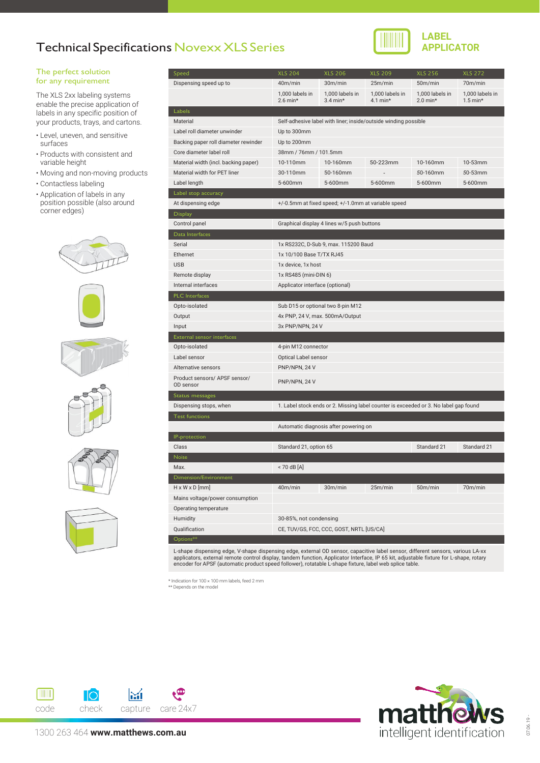# Technical Specifications Novexx XLS Series

LABEL APPLICATOR

## The perfect solution for any requirement

The XLS 2xx labeling systems enable the precise application of labels in any specific position of your products, trays, and cartons.

- Level, uneven, and sensitive surfaces
- Products with consistent and variable height
- Moving and non-moving products
- Contactless labeling
- Application of labels in any position possible (also around corner edges)

| Speed | XLS 204 | XLS 206 | XLS 209 | XLS 256 | XLS 272 |
|---|---|---|---|---|---|
| Dispensing speed up to | 40m/min | 30m/min | 25m/min | 50m/min | 70m/min |
| | 1,000 labels in 2.6 min* | 1,000 labels in 3.4 min* | 1,000 labels in 4.1 min* | 1,000 labels in 2.0 min* | 1,000 labels in 1.5 min* |
| **Labels** | | | | | |
| Material | Self-adhesive label with liner; inside/outside winding possible | | | | |
| Label roll diameter unwinder | Up to 300mm | | | | |
| Backing paper roll diameter rewinder | Up to 200mm | | | | |
| Core diameter label roll | 38mm / 76mm / 101.5mm | | | | |
| Material width (incl. backing paper) | 10-110mm | 10-160mm | 50-223mm | 10-160mm | 10-53mm |
| Material width for PET liner | 30-110mm | 50-160mm | - | 50-160mm | 50-53mm |
| Label length | 5-600mm | 5-600mm | 5-600mm | 5-600mm | 5-600mm |
| **Label stop accuracy** | | | | | |
| At dispensing edge | +/-0.5mm at fixed speed; +/-1.0mm at variable speed | | | | |
| **Display** | | | | | |
| Control panel | Graphical display 4 lines w/5 push buttons | | | | |
| **Data Interfaces** | | | | | |
| Serial | 1x RS232C, D-Sub 9, max. 115200 Baud | | | | |
| Ethernet | 1x 10/100 Base T/TX RJ45 | | | | |
| USB | 1x device, 1x host | | | | |
| Remote display | 1x RS485 (mini-DIN 6) | | | | |
| Internal interfaces | Applicator interface (optional) | | | | |
| **PLC Interfaces** | | | | | |
| Opto-isolated | Sub D15 or optional two 8-pin M12 | | | | |
| Output | 4x PNP, 24 V, max. 500mA/Output | | | | |
| Input | 3x PNP/NPN, 24 V | | | | |
| **External sensor interfaces** | | | | | |
| Opto-isolated | 4-pin M12 connector | | | | |
| Label sensor | Optical Label sensor | | | | |
| Alternative sensors | PNP/NPN, 24 V | | | | |
| Product sensors/ APSF sensor/ OD sensor | PNP/NPN, 24 V | | | | |
| **Status messages** | | | | | |
| Dispensing stops, when | 1. Label stock ends or 2. Missing label counter is exceeded or 3. No label gap found | | | | |
| **Test functions** | | | | | |
| | Automatic diagnosis after powering on | | | | |
| **IP-protection** | | | | | |
| Class | Standard 21, option 65 | | | Standard 21 | Standard 21 |
| **Noise** | | | | | |
| Max. | < 70 dB [A] | | | | |
| **Dimension/Environment** | | | | | |
| H x W x D [mm] | 40m/min | 30m/min | 25m/min | 50m/min | 70m/min |
| Mains voltage/power consumption | | | | | |
| Operating temperature | | | | | |
| Humidity | 30-85%, not condensing | | | | |
| Qualification | CE, TUV/GS, FCC, CCC, GOST, NRTL [US/CA] | | | | |
| **Options**** | | | | | |

L-shape dispensing edge, V-shape dispensing edge, external OD sensor, capacitive label sensor, different sensors, various LA-xx applicators, external remote control display, tandem function, Applicator Interface, IP 65 kit, adjustable fixture for L-shape, rotary encoder for APSF (automatic product speed follower), rotatable L-shape fixture, label web splice table.

* Indication for 100 × 100 mm labels, feed 2 mm
** Depends on the model

code check capture care 24x7

1300 263 464 **www.matthews.com.au**

matthews intelligent identification

07.06.19 -